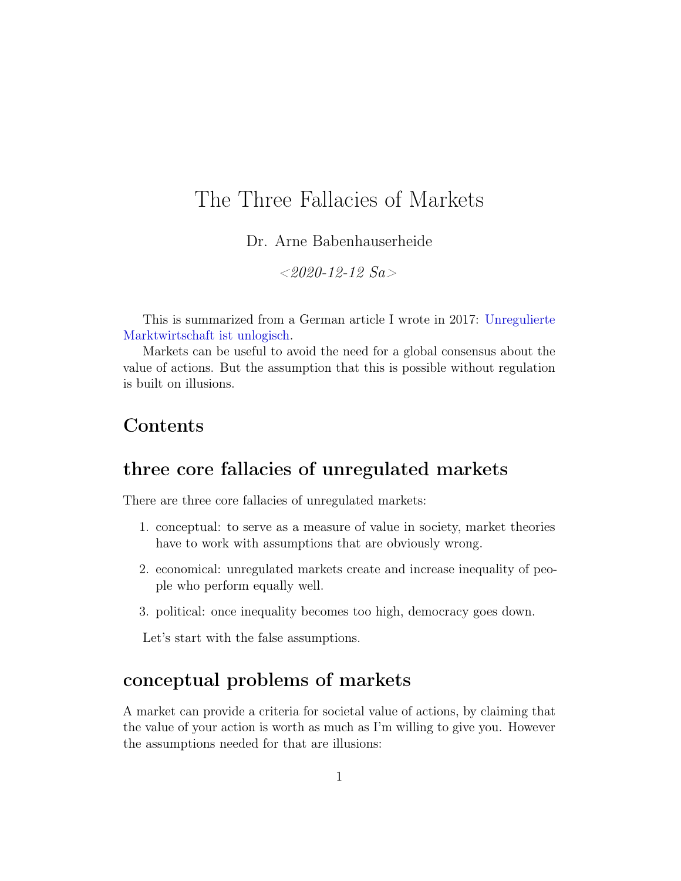# The Three Fallacies of Markets

Dr. Arne Babenhauserheide

*<2020-12-12 Sa>*

This is summarized from a German article I wrote in 2017: [Unregulierte Marktwirtschaft ist unlogisch](Unregulierte Marktwirtschaft ist unlogisch).

Markets can be useful to avoid the need for a global consensus about the value of actions. But the assumption that this is possible without regulation is built on illusions.

## Contents

## three core fallacies of unregulated markets

There are three core fallacies of unregulated markets:

1. conceptual: to serve as a measure of value in society, market theories have to work with assumptions that are obviously wrong.
2. economical: unregulated markets create and increase inequality of people who perform equally well.
3. political: once inequality becomes too high, democracy goes down.

Let's start with the false assumptions.

## conceptual problems of markets

A market can provide a criteria for societal value of actions, by claiming that the value of your action is worth as much as I'm willing to give you. However the assumptions needed for that are illusions: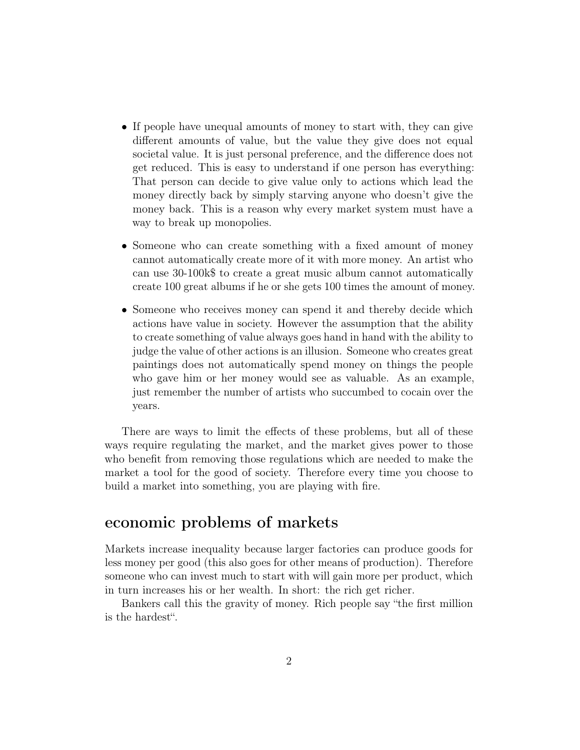- If people have unequal amounts of money to start with, they can give different amounts of value, but the value they give does not equal societal value. It is just personal preference, and the difference does not get reduced. This is easy to understand if one person has everything: That person can decide to give value only to actions which lead the money directly back by simply starving anyone who doesn't give the money back. This is a reason why every market system must have a way to break up monopolies.
- Someone who can create something with a fixed amount of money cannot automatically create more of it with more money. An artist who can use 30-100k$ to create a great music album cannot automatically create 100 great albums if he or she gets 100 times the amount of money.
- Someone who receives money can spend it and thereby decide which actions have value in society. However the assumption that the ability to create something of value always goes hand in hand with the ability to judge the value of other actions is an illusion. Someone who creates great paintings does not automatically spend money on things the people who gave him or her money would see as valuable. As an example, just remember the number of artists who succumbed to cocain over the years.

There are ways to limit the effects of these problems, but all of these ways require regulating the market, and the market gives power to those who benefit from removing those regulations which are needed to make the market a tool for the good of society. Therefore every time you choose to build a market into something, you are playing with fire.

## economic problems of markets

Markets increase inequality because larger factories can produce goods for less money per good (this also goes for other means of production). Therefore someone who can invest much to start with will gain more per product, which in turn increases his or her wealth. In short: the rich get richer.

Bankers call this the gravity of money. Rich people say "the first million is the hardest".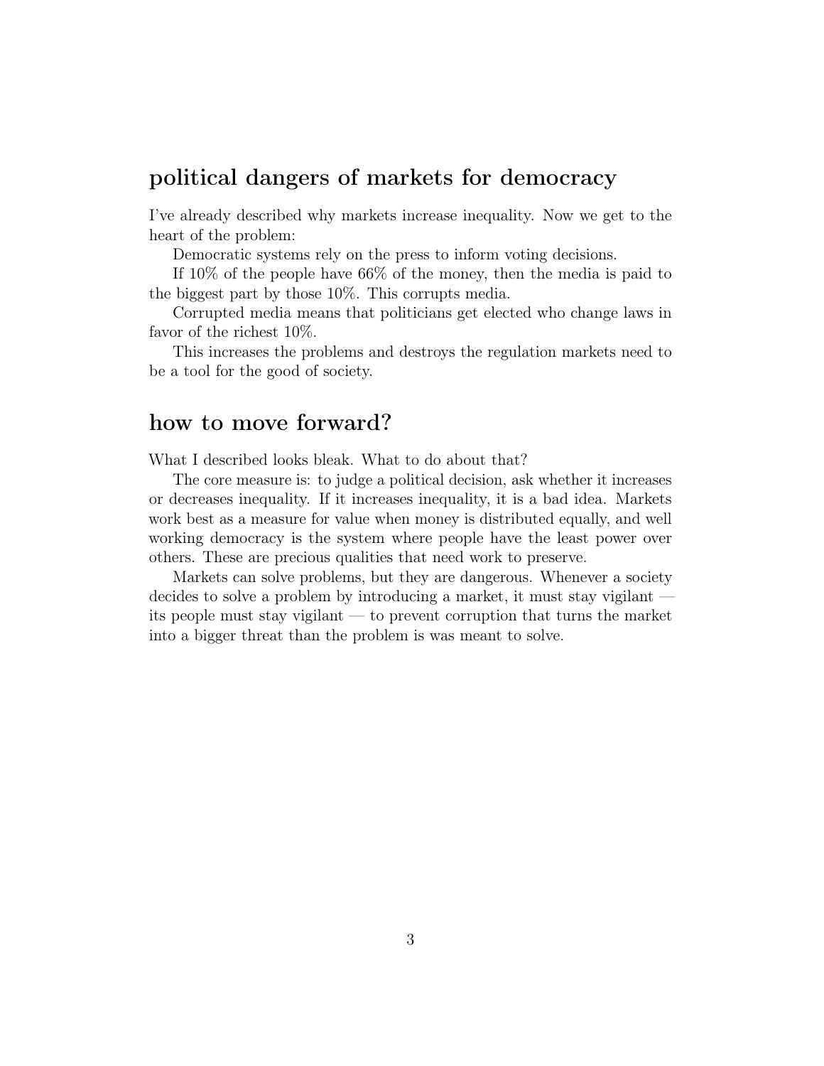## political dangers of markets for democracy

I've already described why markets increase inequality. Now we get to the heart of the problem:

Democratic systems rely on the press to inform voting decisions.

If 10% of the people have 66% of the money, then the media is paid to the biggest part by those 10%. This corrupts media.

Corrupted media means that politicians get elected who change laws in favor of the richest 10%.

This increases the problems and destroys the regulation markets need to be a tool for the good of society.

## how to move forward?

What I described looks bleak. What to do about that?

The core measure is: to judge a political decision, ask whether it increases or decreases inequality. If it increases inequality, it is a bad idea. Markets work best as a measure for value when money is distributed equally, and well working democracy is the system where people have the least power over others. These are precious qualities that need work to preserve.

Markets can solve problems, but they are dangerous. Whenever a society decides to solve a problem by introducing a market, it must stay vigilant — its people must stay vigilant — to prevent corruption that turns the market into a bigger threat than the problem is was meant to solve.